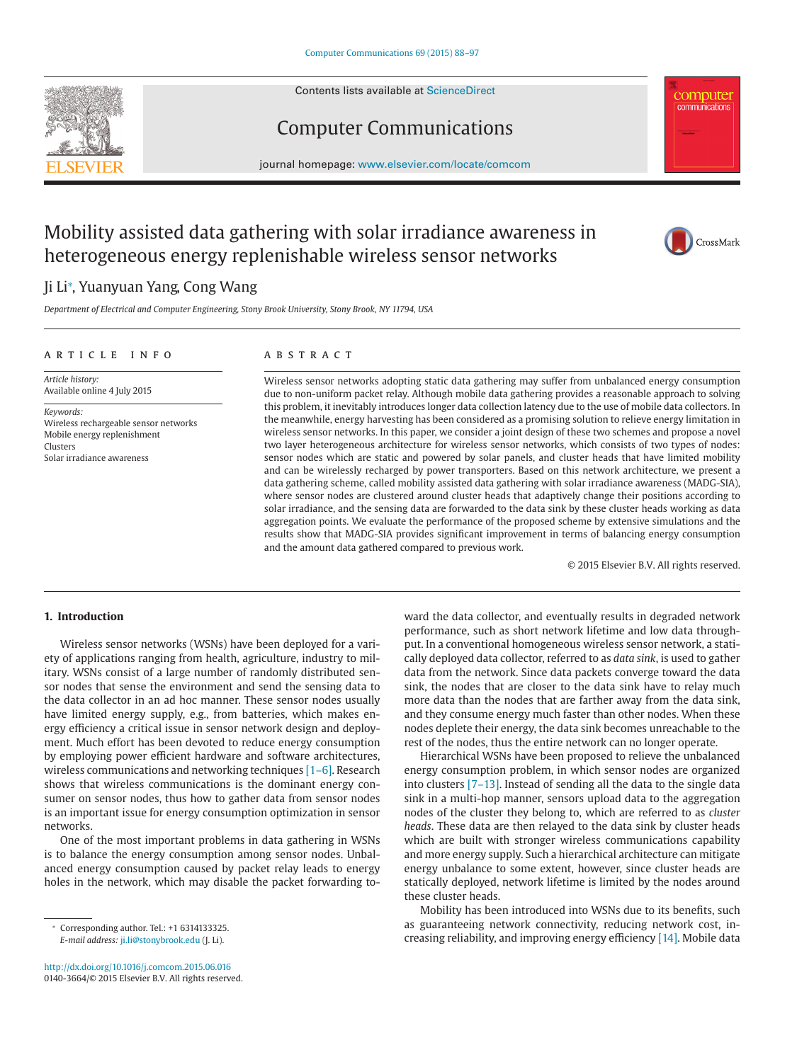Contents lists available at ScienceDirect

# Computer Communications

journal homepage: www.elsevier.com/locate/comcom

# Mobility assisted data gathering with solar irradiance awareness in heterogeneous energy replenishable wireless sensor networks

Ji Li*, Yuanyuan Yang, Cong Wang

*Department of Electrical and Computer Engineering, Stony Brook University, Stony Brook, NY 11794, USA*

## ARTICLE INFO

*Article history:*
Available online 4 July 2015

*Keywords:*
Wireless rechargeable sensor networks
Mobile energy replenishment
Clusters
Solar irradiance awareness

## ABSTRACT

Wireless sensor networks adopting static data gathering may suffer from unbalanced energy consumption due to non-uniform packet relay. Although mobile data gathering provides a reasonable approach to solving this problem, it inevitably introduces longer data collection latency due to the use of mobile data collectors. In the meanwhile, energy harvesting has been considered as a promising solution to relieve energy limitation in wireless sensor networks. In this paper, we consider a joint design of these two schemes and propose a novel two layer heterogeneous architecture for wireless sensor networks, which consists of two types of nodes: sensor nodes which are static and powered by solar panels, and cluster heads that have limited mobility and can be wirelessly recharged by power transporters. Based on this network architecture, we present a data gathering scheme, called mobility assisted data gathering with solar irradiance awareness (MADG-SIA), where sensor nodes are clustered around cluster heads that adaptively change their positions according to solar irradiance, and the sensing data are forwarded to the data sink by these cluster heads working as data aggregation points. We evaluate the performance of the proposed scheme by extensive simulations and the results show that MADG-SIA provides significant improvement in terms of balancing energy consumption and the amount data gathered compared to previous work.

© 2015 Elsevier B.V. All rights reserved.

## 1. Introduction

Wireless sensor networks (WSNs) have been deployed for a variety of applications ranging from health, agriculture, industry to military. WSNs consist of a large number of randomly distributed sensor nodes that sense the environment and send the sensing data to the data collector in an ad hoc manner. These sensor nodes usually have limited energy supply, e.g., from batteries, which makes energy efficiency a critical issue in sensor network design and deployment. Much effort has been devoted to reduce energy consumption by employing power efficient hardware and software architectures, wireless communications and networking techniques [1–6]. Research shows that wireless communications is the dominant energy consumer on sensor nodes, thus how to gather data from sensor nodes is an important issue for energy consumption optimization in sensor networks.

One of the most important problems in data gathering in WSNs is to balance the energy consumption among sensor nodes. Unbalanced energy consumption caused by packet relay leads to energy holes in the network, which may disable the packet forwarding toward the data collector, and eventually results in degraded network performance, such as short network lifetime and low data throughput. In a conventional homogeneous wireless sensor network, a statically deployed data collector, referred to as *data sink*, is used to gather data from the network. Since data packets converge toward the data sink, the nodes that are closer to the data sink have to relay much more data than the nodes that are farther away from the data sink, and they consume energy much faster than other nodes. When these nodes deplete their energy, the data sink becomes unreachable to the rest of the nodes, thus the entire network can no longer operate.

Hierarchical WSNs have been proposed to relieve the unbalanced energy consumption problem, in which sensor nodes are organized into clusters [7–13]. Instead of sending all the data to the single data sink in a multi-hop manner, sensors upload data to the aggregation nodes of the cluster they belong to, which are referred to as *cluster heads*. These data are then relayed to the data sink by cluster heads which are built with stronger wireless communications capability and more energy supply. Such a hierarchical architecture can mitigate energy unbalance to some extent, however, since cluster heads are statically deployed, network lifetime is limited by the nodes around these cluster heads.

Mobility has been introduced into WSNs due to its benefits, such as guaranteeing network connectivity, reducing network cost, increasing reliability, and improving energy efficiency [14]. Mobile data

* Corresponding author. Tel.: +1 6314133325.
*E-mail address:* ji.li@stonybrook.edu (J. Li).

http://dx.doi.org/10.1016/j.comcom.2015.06.016
0140-3664/© 2015 Elsevier B.V. All rights reserved.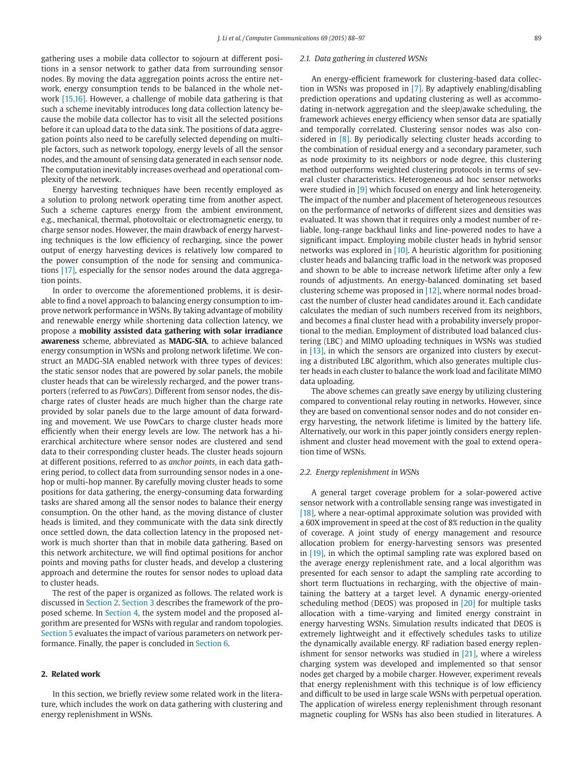gathering uses a mobile data collector to sojourn at different positions in a sensor network to gather data from surrounding sensor nodes. By moving the data aggregation points across the entire network, energy consumption tends to be balanced in the whole network [15,16]. However, a challenge of mobile data gathering is that such a scheme inevitably introduces long data collection latency because the mobile data collector has to visit all the selected positions before it can upload data to the data sink. The positions of data aggregation points also need to be carefully selected depending on multiple factors, such as network topology, energy levels of all the sensor nodes, and the amount of sensing data generated in each sensor node. The computation inevitably increases overhead and operational complexity of the network.

Energy harvesting techniques have been recently employed as a solution to prolong network operating time from another aspect. Such a scheme captures energy from the ambient environment, e.g., mechanical, thermal, photovoltaic or electromagnetic energy, to charge sensor nodes. However, the main drawback of energy harvesting techniques is the low efficiency of recharging, since the power output of energy harvesting devices is relatively low compared to the power consumption of the node for sensing and communications [17], especially for the sensor nodes around the data aggregation points.

In order to overcome the aforementioned problems, it is desirable to find a novel approach to balancing energy consumption to improve network performance in WSNs. By taking advantage of mobility and renewable energy while shortening data collection latency, we propose a **mobility assisted data gathering with solar irradiance awareness** scheme, abbreviated as **MADG-SIA**, to achieve balanced energy consumption in WSNs and prolong network lifetime. We construct an MADG-SIA enabled network with three types of devices: the static sensor nodes that are powered by solar panels, the mobile cluster heads that can be wirelessly recharged, and the power transporters (referred to as *PowCars*). Different from sensor nodes, the discharge rates of cluster heads are much higher than the charge rate provided by solar panels due to the large amount of data forwarding and movement. We use PowCars to charge cluster heads more efficiently when their energy levels are low. The network has a hierarchical architecture where sensor nodes are clustered and send data to their corresponding cluster heads. The cluster heads sojourn at different positions, referred to as *anchor points*, in each data gathering period, to collect data from surrounding sensor nodes in a one-hop or multi-hop manner. By carefully moving cluster heads to some positions for data gathering, the energy-consuming data forwarding tasks are shared among all the sensor nodes to balance their energy consumption. On the other hand, as the moving distance of cluster heads is limited, and they communicate with the data sink directly once settled down, the data collection latency in the proposed network is much shorter than that in mobile data gathering. Based on this network architecture, we will find optimal positions for anchor points and moving paths for cluster heads, and develop a clustering approach and determine the routes for sensor nodes to upload data to cluster heads.

The rest of the paper is organized as follows. The related work is discussed in Section 2. Section 3 describes the framework of the proposed scheme. In Section 4, the system model and the proposed algorithm are presented for WSNs with regular and random topologies. Section 5 evaluates the impact of various parameters on network performance. Finally, the paper is concluded in Section 6.

## 2. Related work

In this section, we briefly review some related work in the literature, which includes the work on data gathering with clustering and energy replenishment in WSNs.

### 2.1. Data gathering in clustered WSNs

An energy-efficient framework for clustering-based data collection in WSNs was proposed in [7]. By adaptively enabling/disabling prediction operations and updating clustering as well as accommodating in-network aggregation and the sleep/awake scheduling, the framework achieves energy efficiency when sensor data are spatially and temporally correlated. Clustering sensor nodes was also considered in [8]. By periodically selecting cluster heads according to the combination of residual energy and a secondary parameter, such as node proximity to its neighbors or node degree, this clustering method outperforms weighted clustering protocols in terms of several cluster characteristics. Heterogeneous ad hoc sensor networks were studied in [9] which focused on energy and link heterogeneity. The impact of the number and placement of heterogeneous resources on the performance of networks of different sizes and densities was evaluated. It was shown that it requires only a modest number of reliable, long-range backhaul links and line-powered nodes to have a significant impact. Employing mobile cluster heads in hybrid sensor networks was explored in [10]. A heuristic algorithm for positioning cluster heads and balancing traffic load in the network was proposed and shown to be able to increase network lifetime after only a few rounds of adjustments. An energy-balanced dominating set based clustering scheme was proposed in [12], where normal nodes broadcast the number of cluster head candidates around it. Each candidate calculates the median of such numbers received from its neighbors, and becomes a final cluster head with a probability inversely proportional to the median. Employment of distributed load balanced clustering (LBC) and MIMO uploading techniques in WSNs was studied in [13], in which the sensors are organized into clusters by executing a distributed LBC algorithm, which also generates multiple cluster heads in each cluster to balance the work load and facilitate MIMO data uploading.

The above schemes can greatly save energy by utilizing clustering compared to conventional relay routing in networks. However, since they are based on conventional sensor nodes and do not consider energy harvesting, the network lifetime is limited by the battery life. Alternatively, our work in this paper jointly considers energy replenishment and cluster head movement with the goal to extend operation time of WSNs.

### 2.2. Energy replenishment in WSNs

A general target coverage problem for a solar-powered active sensor network with a controllable sensing range was investigated in [18], where a near-optimal approximate solution was provided with a 60X improvement in speed at the cost of 8% reduction in the quality of coverage. A joint study of energy management and resource allocation problem for energy-harvesting sensors was presented in [19], in which the optimal sampling rate was explored based on the average energy replenishment rate, and a local algorithm was presented for each sensor to adapt the sampling rate according to short term fluctuations in recharging, with the objective of maintaining the battery at a target level. A dynamic energy-oriented scheduling method (DEOS) was proposed in [20] for multiple tasks allocation with a time-varying and limited energy constraint in energy harvesting WSNs. Simulation results indicated that DEOS is extremely lightweight and it effectively schedules tasks to utilize the dynamically available energy. RF radiation based energy replenishment for sensor networks was studied in [21], where a wireless charging system was developed and implemented so that sensor nodes get charged by a mobile charger. However, experiment reveals that energy replenishment with this technique is of low efficiency and difficult to be used in large scale WSNs with perpetual operation. The application of wireless energy replenishment through resonant magnetic coupling for WSNs has also been studied in literatures. A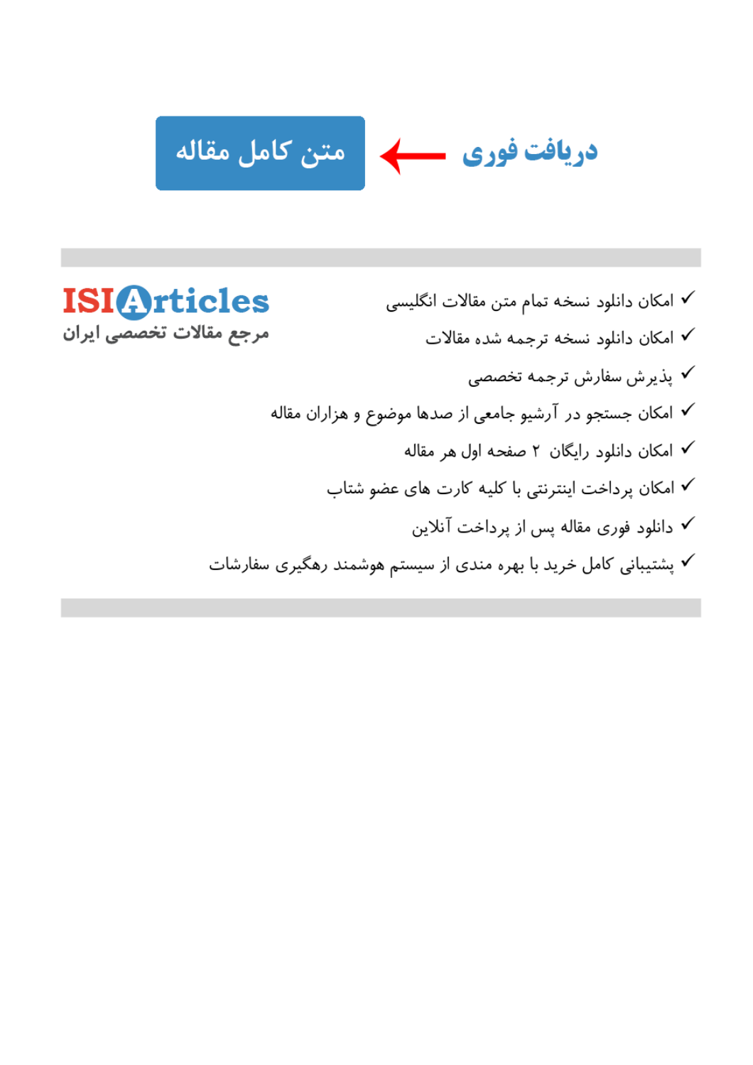دریافت فوری ← متن کامل مقاله

**ISIArticles**
مرجع مقالات تخصصی ایران

- ✓ امکان دانلود نسخه تمام متن مقالات انگلیسی
- ✓ امکان دانلود نسخه ترجمه شده مقالات
- ✓ پذیرش سفارش ترجمه تخصصی
- ✓ امکان جستجو در آرشیو جامعی از صدها موضوع و هزاران مقاله
- ✓ امکان دانلود رایگان ۲ صفحه اول هر مقاله
- ✓ امکان پرداخت اینترنتی با کلیه کارت های عضو شتاب
- ✓ دانلود فوری مقاله پس از پرداخت آنلاین
- ✓ پشتیبانی کامل خرید با بهره مندی از سیستم هوشمند رهگیری سفارشات